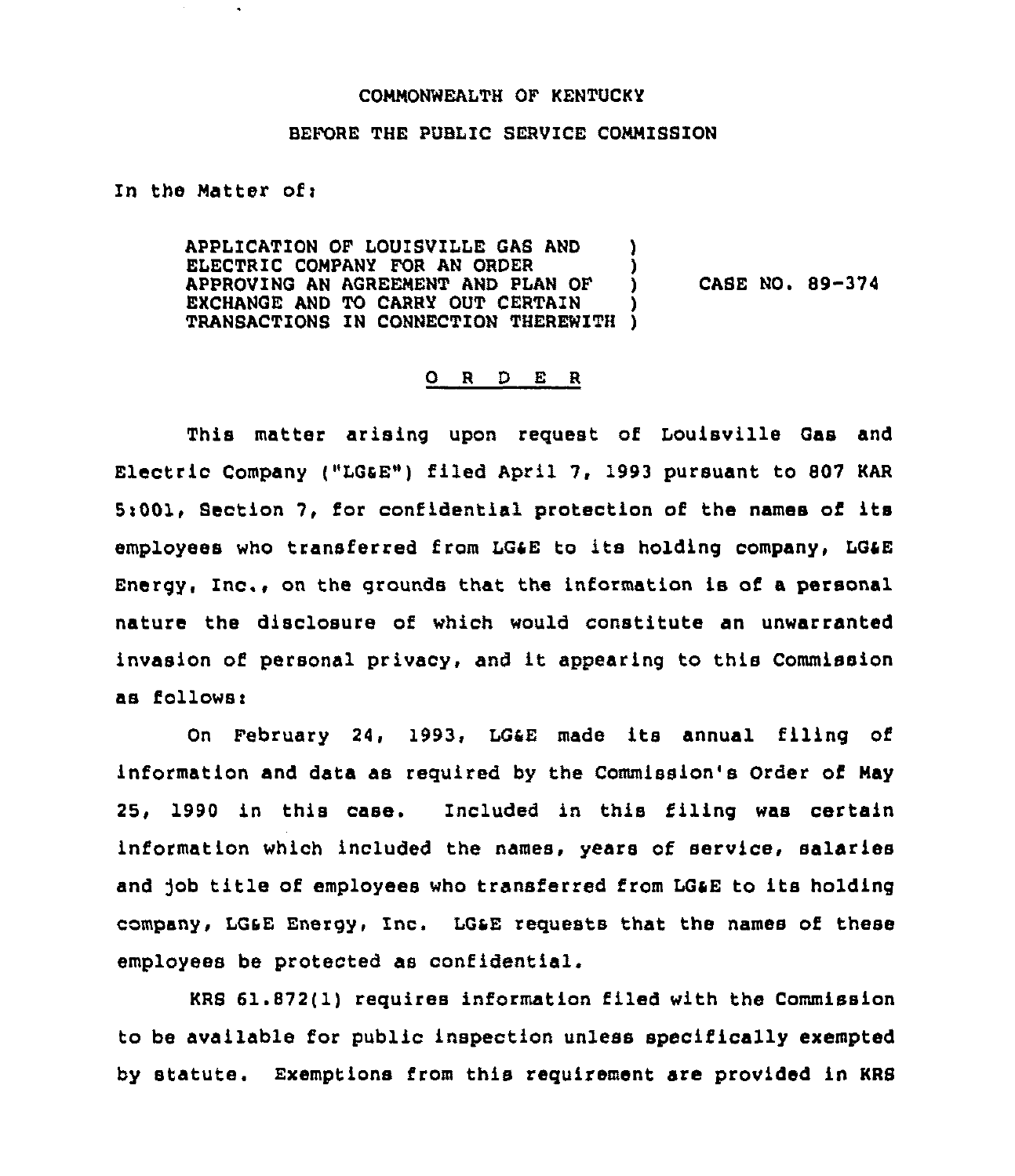COMMONWEALTH OF KENTUCKY

BEFORE THE PUBLIC SERVICE COMMISSION

In the Matter of:

APPLICATION OF LOUISVILLE GAS AND ELECTRIC COMPANY FOR AN ORDER APPROVING AN AGREEMENT AND PLAN OF EXCHANGE AND TO CARRY OUT CERTAIN TRANSACTIONS IN CONNECTION THEREWITH ) CASE NO. 89-374

O R D E R

This matter arising upon request of Louisville Gas and Electric Company ("LG&E") filed April 7, 1993 pursuant to 807 KAR 5:001, Section 7, for confidential protection of the names of its employees who transferred from LG&E to its holding company, LG&E Energy, Inc., on the grounds that the information is of a personal nature the disclosure of which would constitute an unwarranted invasion of personal privacy, and it appearing to this Commission as follows:

On February 24, 1993, LG&E made its annual filing of information and data as required by the Commission's Order of May 25, 1990 in this case. Included in this filing was certain information which included the names, years of service, salaries and job title of employees who transferred from LG&E to its holding company, LG&E Energy, Inc. LG&E requests that the names of these employees be protected as confidential.

KRS 61.872(1) requires information filed with the Commission to be available for public inspection unless specifically exempted by statute. Exemptions from this requirement are provided in KRS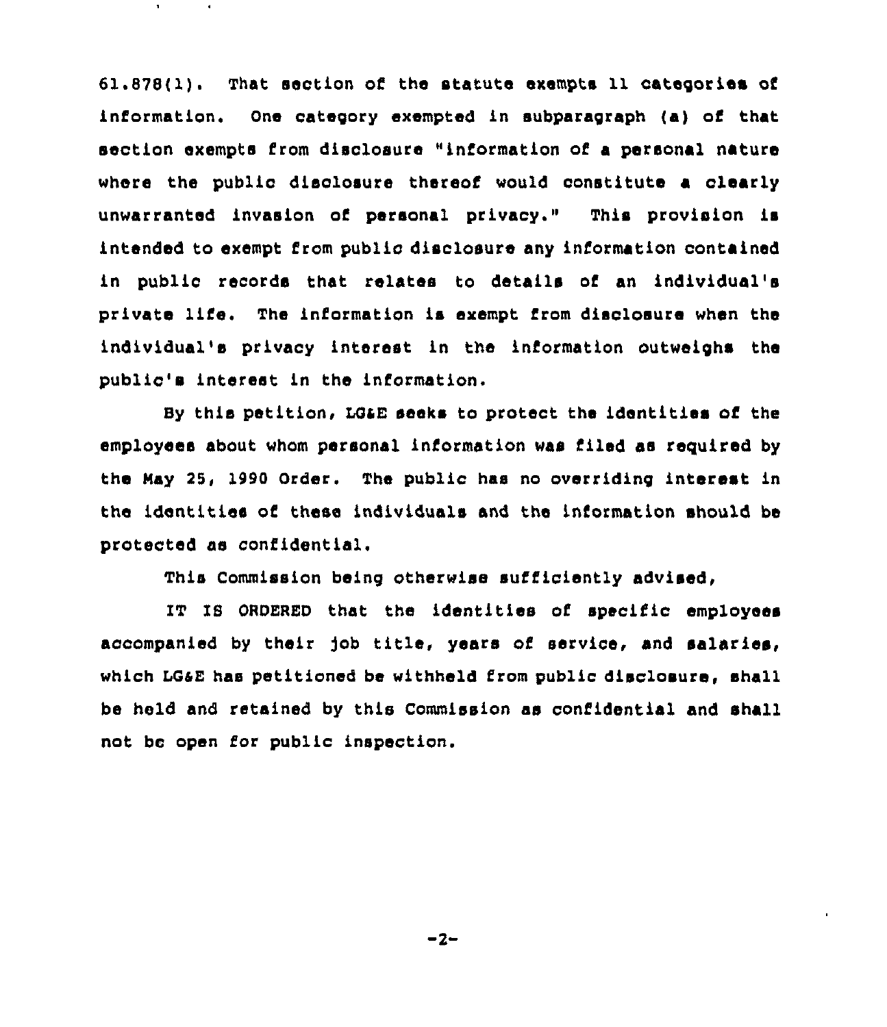61.878(1). That section of the statute exempts 11 categories of information. One category exempted in subparagraph (a) of that section exempts from disclosure "information of a personal nature where the public disclosure thereof would constitute a clearly unwarranted invasion of personal privacy." This provision is intended to exempt from public disclosure any information contained in public records that relates to details of an individual's private life. The information is exempt from disclosure when the individual's privacy interest in the information outweighs the public's interest in the information.

By this petition, LG&E seeks to protect the identities of the employees about whom personal information was filed as required by the May 25, 1990 Order. The public has no overriding interest in the identities of these individuals and the information should be protected as confidential.

This Commission being otherwise sufficiently advised,

IT IS ORDERED that the identities of specific employees accompanied by their job title, years of service, and salaries, which LG&E has petitioned be withheld from public disclosure, shall be held and retained by this Commission as confidential and shall not be open for public inspection.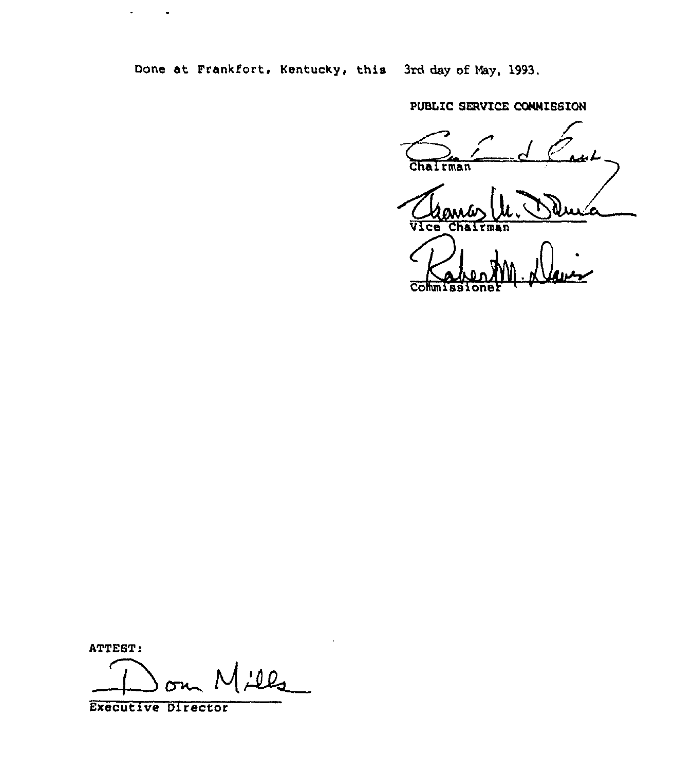Done at Frankfort, Kentucky, this 3rd day of May, 1993.

PUBLIC SERVICE COMMISSION

Chairman

Vice Chairman

Commissioner

ATTEST:

Executive Director